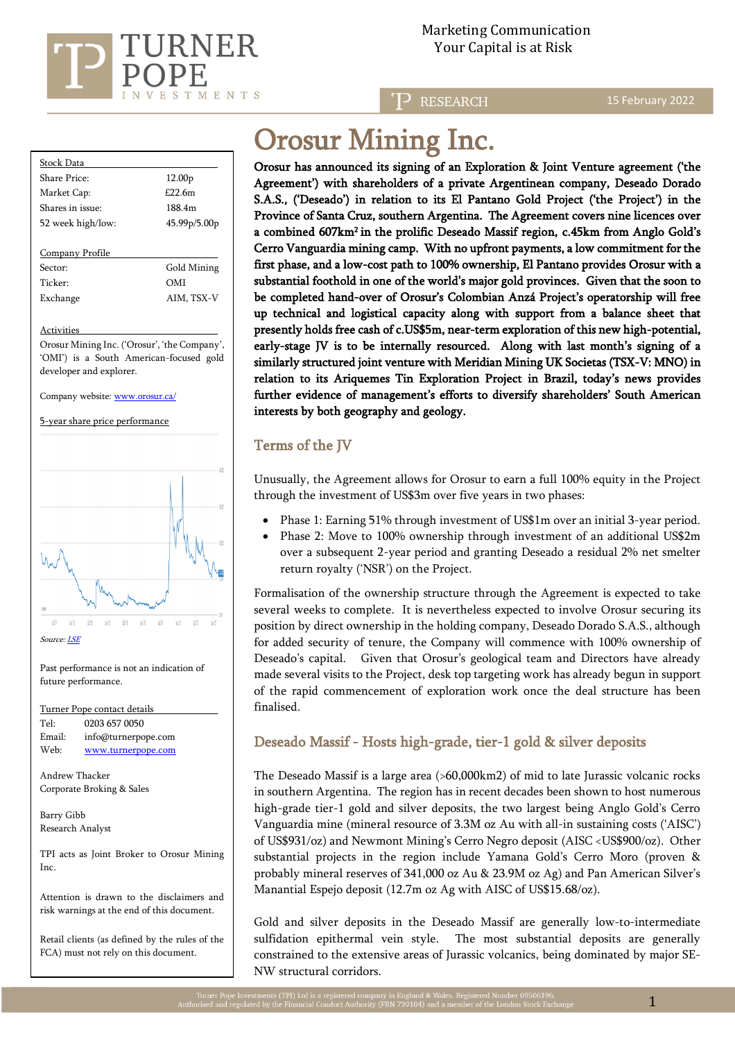Marketing Communication
Your Capital is at Risk

RESEARCH — 15 February 2022

# Orosur Mining Inc.

**Orosur has announced its signing of an Exploration & Joint Venture agreement ('the Agreement') with shareholders of a private Argentinean company, Deseado Dorado S.A.S., ('Deseado') in relation to its El Pantano Gold Project ('the Project') in the Province of Santa Cruz, southern Argentina. The Agreement covers nine licences over a combined 607km² in the prolific Deseado Massif region, c.45km from Anglo Gold's Cerro Vanguardia mining camp. With no upfront payments, a low commitment for the first phase, and a low-cost path to 100% ownership, El Pantano provides Orosur with a substantial foothold in one of the world's major gold provinces. Given that the soon to be completed hand-over of Orosur's Colombian Anzá Project's operatorship will free up technical and logistical capacity along with support from a balance sheet that presently holds free cash of c.US$5m, near-term exploration of this new high-potential, early-stage JV is to be internally resourced. Along with last month's signing of a similarly structured joint venture with Meridian Mining UK Societas (TSX-V: MNO) in relation to its Ariquemes Tin Exploration Project in Brazil, today's news provides further evidence of management's efforts to diversify shareholders' South American interests by both geography and geology.**

| Stock Data | |
|---|---|
| Share Price: | 12.00p |
| Market Cap: | £22.6m |
| Shares in issue: | 188.4m |
| 52 week high/low: | 45.99p/5.00p |

| Company Profile | |
|---|---|
| Sector: | Gold Mining |
| Ticker: | OMI |
| Exchange | AIM, TSX-V |

**Activities**

Orosur Mining Inc. ('Orosur', 'the Company', 'OMI') is a South American-focused gold developer and explorer.

Company website: www.orosur.ca/

5-year share price performance

Source: LSE

Past performance is not an indication of future performance.

| Turner Pope contact details | |
|---|---|
| Tel: | 0203 657 0050 |
| Email: | info@turnerpope.com |
| Web: | www.turnerpope.com |

Andrew Thacker
Corporate Broking & Sales

Barry Gibb
Research Analyst

TPI acts as Joint Broker to Orosur Mining Inc.

Attention is drawn to the disclaimers and risk warnings at the end of this document.

Retail clients (as defined by the rules of the FCA) must not rely on this document.

## Terms of the JV

Unusually, the Agreement allows for Orosur to earn a full 100% equity in the Project through the investment of US$3m over five years in two phases:

- Phase 1: Earning 51% through investment of US$1m over an initial 3-year period.
- Phase 2: Move to 100% ownership through investment of an additional US$2m over a subsequent 2-year period and granting Deseado a residual 2% net smelter return royalty ('NSR') on the Project.

Formalisation of the ownership structure through the Agreement is expected to take several weeks to complete. It is nevertheless expected to involve Orosur securing its position by direct ownership in the holding company, Deseado Dorado S.A.S., although for added security of tenure, the Company will commence with 100% ownership of Deseado's capital. Given that Orosur's geological team and Directors have already made several visits to the Project, desk top targeting work has already begun in support of the rapid commencement of exploration work once the deal structure has been finalised.

## Deseado Massif - Hosts high-grade, tier-1 gold & silver deposits

The Deseado Massif is a large area (>60,000km2) of mid to late Jurassic volcanic rocks in southern Argentina. The region has in recent decades been shown to host numerous high-grade tier-1 gold and silver deposits, the two largest being Anglo Gold's Cerro Vanguardia mine (mineral resource of 3.3M oz Au with all-in sustaining costs ('AISC') of US$931/oz) and Newmont Mining's Cerro Negro deposit (AISC <US$900/oz). Other substantial projects in the region include Yamana Gold's Cerro Moro (proven & probably mineral reserves of 341,000 oz Au & 23.9M oz Ag) and Pan American Silver's Manantial Espejo deposit (12.7m oz Ag with AISC of US$15.68/oz).

Gold and silver deposits in the Deseado Massif are generally low-to-intermediate sulfidation epithermal vein style. The most substantial deposits are generally constrained to the extensive areas of Jurassic volcanics, being dominated by major SE-NW structural corridors.

Turner Pope Investments (TPI) Ltd is a registered company in England & Wales. Registered Number 09506196.
Authorised and regulated by the Financial Conduct Authority (FRN 739104) and a member of the London Stock Exchange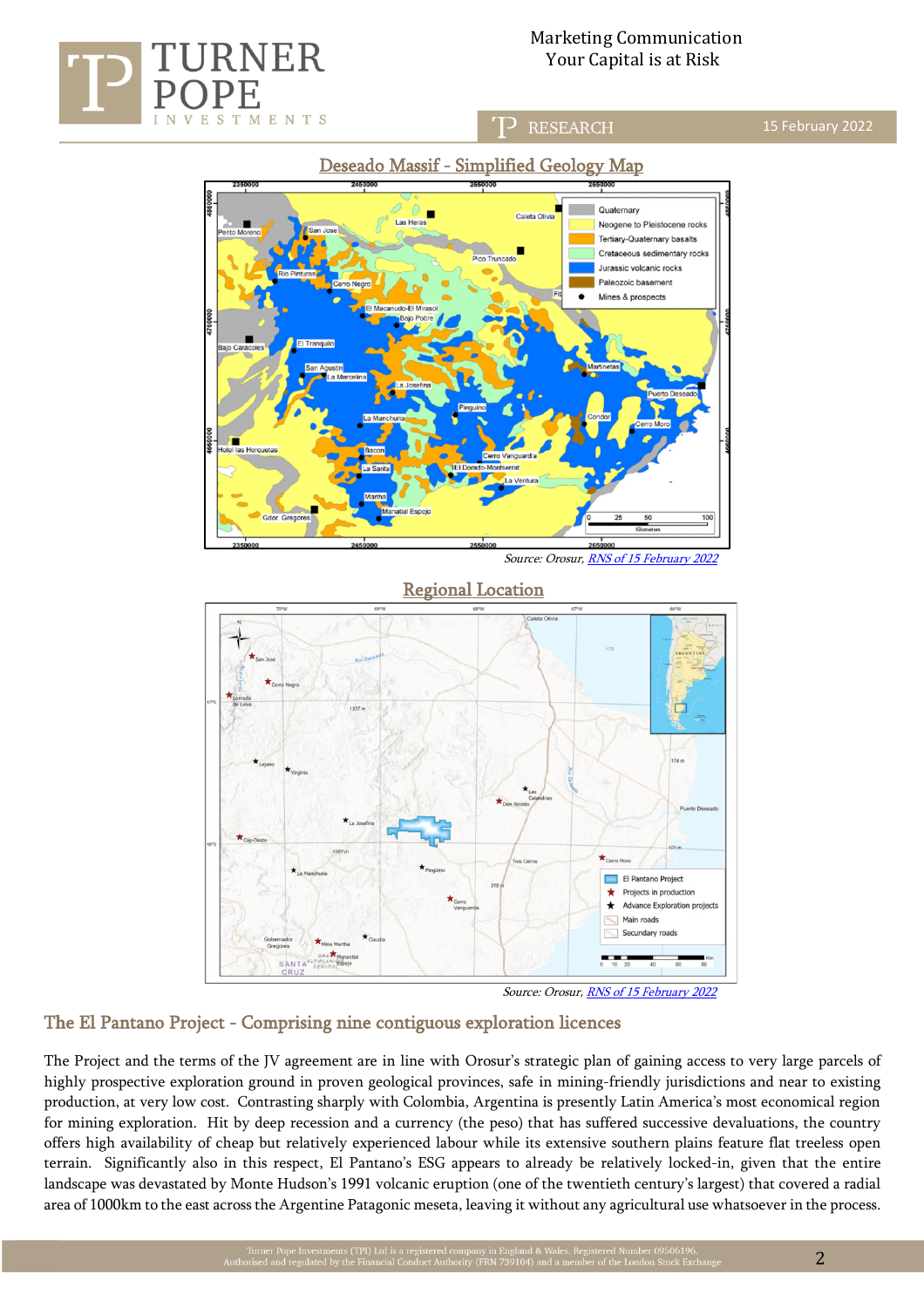## Deseado Massif - Simplified Geology Map

Source: Orosur, RNS of 15 February 2022

## Regional Location

Source: Orosur, RNS of 15 February 2022

## The El Pantano Project - Comprising nine contiguous exploration licences

The Project and the terms of the JV agreement are in line with Orosur's strategic plan of gaining access to very large parcels of highly prospective exploration ground in proven geological provinces, safe in mining-friendly jurisdictions and near to existing production, at very low cost. Contrasting sharply with Colombia, Argentina is presently Latin America's most economical region for mining exploration. Hit by deep recession and a currency (the peso) that has suffered successive devaluations, the country offers high availability of cheap but relatively experienced labour while its extensive southern plains feature flat treeless open terrain. Significantly also in this respect, El Pantano's ESG appears to already be relatively locked-in, given that the entire landscape was devastated by Monte Hudson's 1991 volcanic eruption (one of the twentieth century's largest) that covered a radial area of 1000km to the east across the Argentine Patagonic meseta, leaving it without any agricultural use whatsoever in the process.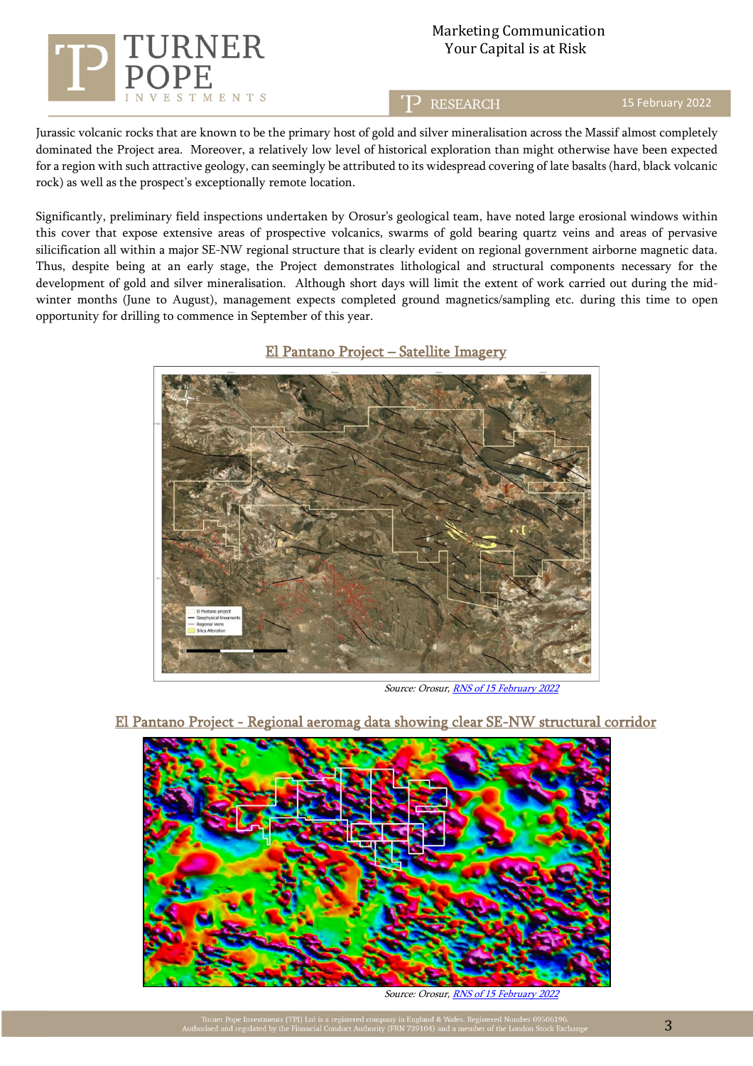Jurassic volcanic rocks that are known to be the primary host of gold and silver mineralisation across the Massif almost completely dominated the Project area. Moreover, a relatively low level of historical exploration than might otherwise have been expected for a region with such attractive geology, can seemingly be attributed to its widespread covering of late basalts (hard, black volcanic rock) as well as the prospect's exceptionally remote location.

Significantly, preliminary field inspections undertaken by Orosur's geological team, have noted large erosional windows within this cover that expose extensive areas of prospective volcanics, swarms of gold bearing quartz veins and areas of pervasive silicification all within a major SE-NW regional structure that is clearly evident on regional government airborne magnetic data. Thus, despite being at an early stage, the Project demonstrates lithological and structural components necessary for the development of gold and silver mineralisation. Although short days will limit the extent of work carried out during the mid-winter months (June to August), management expects completed ground magnetics/sampling etc. during this time to open opportunity for drilling to commence in September of this year.

## El Pantano Project – Satellite Imagery

*Source: Orosur, [RNS of 15 February 2022]*

## El Pantano Project - Regional aeromag data showing clear SE-NW structural corridor

*Source: Orosur, [RNS of 15 February 2022]*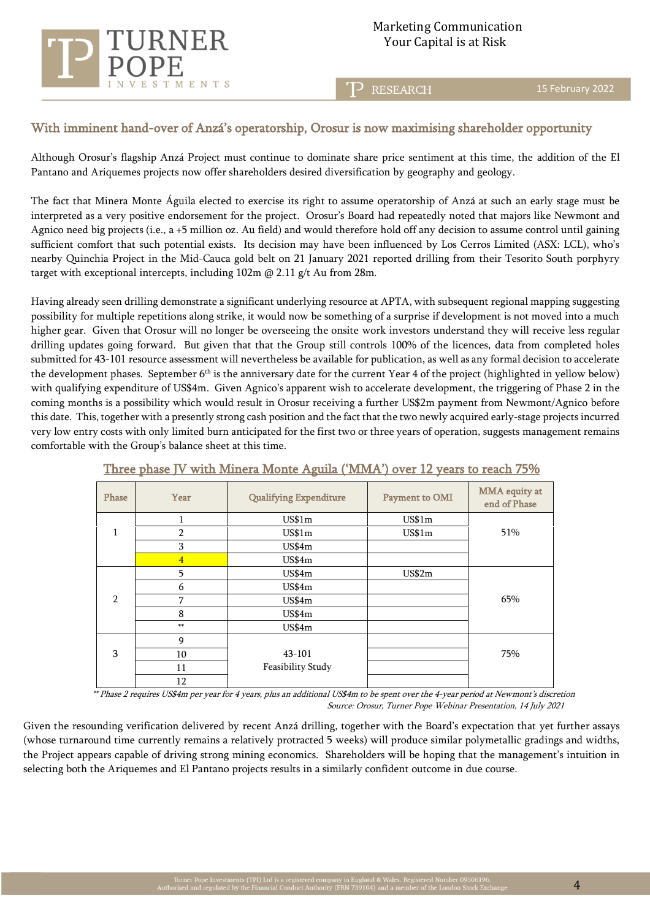## With imminent hand-over of Anzá's operatorship, Orosur is now maximising shareholder opportunity

Although Orosur's flagship Anzá Project must continue to dominate share price sentiment at this time, the addition of the El Pantano and Ariquemes projects now offer shareholders desired diversification by geography and geology.

The fact that Minera Monte Águila elected to exercise its right to assume operatorship of Anzá at such an early stage must be interpreted as a very positive endorsement for the project. Orosur's Board had repeatedly noted that majors like Newmont and Agnico need big projects (i.e., a +5 million oz. Au field) and would therefore hold off any decision to assume control until gaining sufficient comfort that such potential exists. Its decision may have been influenced by Los Cerros Limited (ASX: LCL), who's nearby Quinchia Project in the Mid-Cauca gold belt on 21 January 2021 reported drilling from their Tesorito South porphyry target with exceptional intercepts, including 102m @ 2.11 g/t Au from 28m.

Having already seen drilling demonstrate a significant underlying resource at APTA, with subsequent regional mapping suggesting possibility for multiple repetitions along strike, it would now be something of a surprise if development is not moved into a much higher gear. Given that Orosur will no longer be overseeing the onsite work investors understand they will receive less regular drilling updates going forward. But given that that the Group still controls 100% of the licences, data from completed holes submitted for 43-101 resource assessment will nevertheless be available for publication, as well as any formal decision to accelerate the development phases. September 6th is the anniversary date for the current Year 4 of the project (highlighted in yellow below) with qualifying expenditure of US$4m. Given Agnico's apparent wish to accelerate development, the triggering of Phase 2 in the coming months is a possibility which would result in Orosur receiving a further US$2m payment from Newmont/Agnico before this date. This, together with a presently strong cash position and the fact that the two newly acquired early-stage projects incurred very low entry costs with only limited burn anticipated for the first two or three years of operation, suggests management remains comfortable with the Group's balance sheet at this time.

### Three phase JV with Minera Monte Aguila ('MMA') over 12 years to reach 75%

| Phase | Year | Qualifying Expenditure | Payment to OMI | MMA equity at end of Phase |
|---|---|---|---|---|
| 1 | 1 | US$1m | US$1m | 51% |
| | 2 | US$1m | US$1m | |
| | 3 | US$4m | | |
| | 4 | US$4m | | |
| 2 | 5 | US$4m | US$2m | 65% |
| | 6 | US$4m | | |
| | 7 | US$4m | | |
| | 8 | US$4m | | |
| | ** | US$4m | | |
| 3 | 9 | 43-101 Feasibility Study | | 75% |
| | 10 | | | |
| | 11 | | | |
| | 12 | | | |

*** Phase 2 requires US$4m per year for 4 years, plus an additional US$4m to be spent over the 4-year period at Newmont's discretion*

*Source: Orosur, Turner Pope Webinar Presentation, 14 July 2021*

Given the resounding verification delivered by recent Anzá drilling, together with the Board's expectation that yet further assays (whose turnaround time currently remains a relatively protracted 5 weeks) will produce similar polymetallic gradings and widths, the Project appears capable of driving strong mining economics. Shareholders will be hoping that the management's intuition in selecting both the Ariquemes and El Pantano projects results in a similarly confident outcome in due course.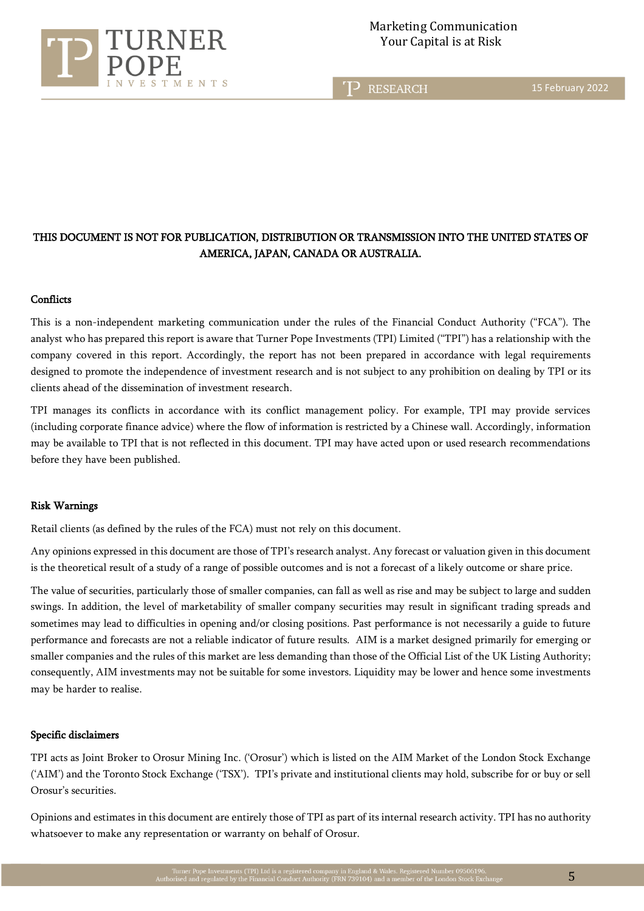**THIS DOCUMENT IS NOT FOR PUBLICATION, DISTRIBUTION OR TRANSMISSION INTO THE UNITED STATES OF AMERICA, JAPAN, CANADA OR AUSTRALIA.**

## Conflicts

This is a non-independent marketing communication under the rules of the Financial Conduct Authority ("FCA"). The analyst who has prepared this report is aware that Turner Pope Investments (TPI) Limited ("TPI") has a relationship with the company covered in this report. Accordingly, the report has not been prepared in accordance with legal requirements designed to promote the independence of investment research and is not subject to any prohibition on dealing by TPI or its clients ahead of the dissemination of investment research.

TPI manages its conflicts in accordance with its conflict management policy. For example, TPI may provide services (including corporate finance advice) where the flow of information is restricted by a Chinese wall. Accordingly, information may be available to TPI that is not reflected in this document. TPI may have acted upon or used research recommendations before they have been published.

## Risk Warnings

Retail clients (as defined by the rules of the FCA) must not rely on this document.

Any opinions expressed in this document are those of TPI's research analyst. Any forecast or valuation given in this document is the theoretical result of a study of a range of possible outcomes and is not a forecast of a likely outcome or share price.

The value of securities, particularly those of smaller companies, can fall as well as rise and may be subject to large and sudden swings. In addition, the level of marketability of smaller company securities may result in significant trading spreads and sometimes may lead to difficulties in opening and/or closing positions. Past performance is not necessarily a guide to future performance and forecasts are not a reliable indicator of future results. AIM is a market designed primarily for emerging or smaller companies and the rules of this market are less demanding than those of the Official List of the UK Listing Authority; consequently, AIM investments may not be suitable for some investors. Liquidity may be lower and hence some investments may be harder to realise.

## Specific disclaimers

TPI acts as Joint Broker to Orosur Mining Inc. ('Orosur') which is listed on the AIM Market of the London Stock Exchange ('AIM') and the Toronto Stock Exchange ('TSX'). TPI's private and institutional clients may hold, subscribe for or buy or sell Orosur's securities.

Opinions and estimates in this document are entirely those of TPI as part of its internal research activity. TPI has no authority whatsoever to make any representation or warranty on behalf of Orosur.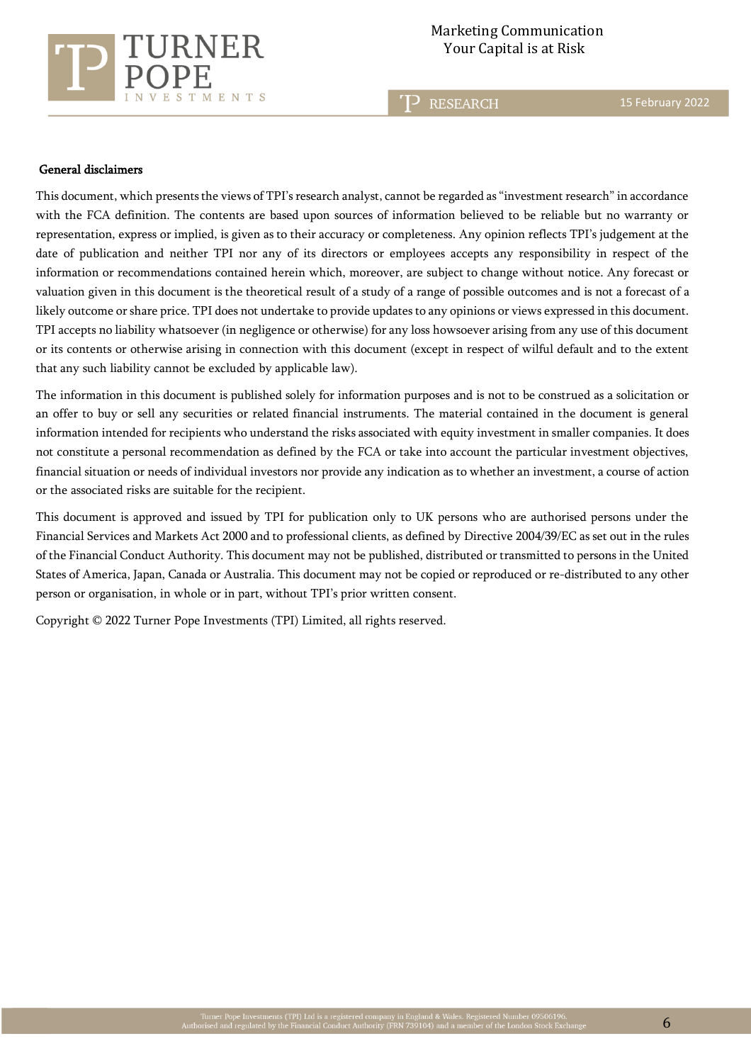### General disclaimers

This document, which presents the views of TPI's research analyst, cannot be regarded as "investment research" in accordance with the FCA definition. The contents are based upon sources of information believed to be reliable but no warranty or representation, express or implied, is given as to their accuracy or completeness. Any opinion reflects TPI's judgement at the date of publication and neither TPI nor any of its directors or employees accepts any responsibility in respect of the information or recommendations contained herein which, moreover, are subject to change without notice. Any forecast or valuation given in this document is the theoretical result of a study of a range of possible outcomes and is not a forecast of a likely outcome or share price. TPI does not undertake to provide updates to any opinions or views expressed in this document. TPI accepts no liability whatsoever (in negligence or otherwise) for any loss howsoever arising from any use of this document or its contents or otherwise arising in connection with this document (except in respect of wilful default and to the extent that any such liability cannot be excluded by applicable law).

The information in this document is published solely for information purposes and is not to be construed as a solicitation or an offer to buy or sell any securities or related financial instruments. The material contained in the document is general information intended for recipients who understand the risks associated with equity investment in smaller companies. It does not constitute a personal recommendation as defined by the FCA or take into account the particular investment objectives, financial situation or needs of individual investors nor provide any indication as to whether an investment, a course of action or the associated risks are suitable for the recipient.

This document is approved and issued by TPI for publication only to UK persons who are authorised persons under the Financial Services and Markets Act 2000 and to professional clients, as defined by Directive 2004/39/EC as set out in the rules of the Financial Conduct Authority. This document may not be published, distributed or transmitted to persons in the United States of America, Japan, Canada or Australia. This document may not be copied or reproduced or re-distributed to any other person or organisation, in whole or in part, without TPI's prior written consent.

Copyright © 2022 Turner Pope Investments (TPI) Limited, all rights reserved.